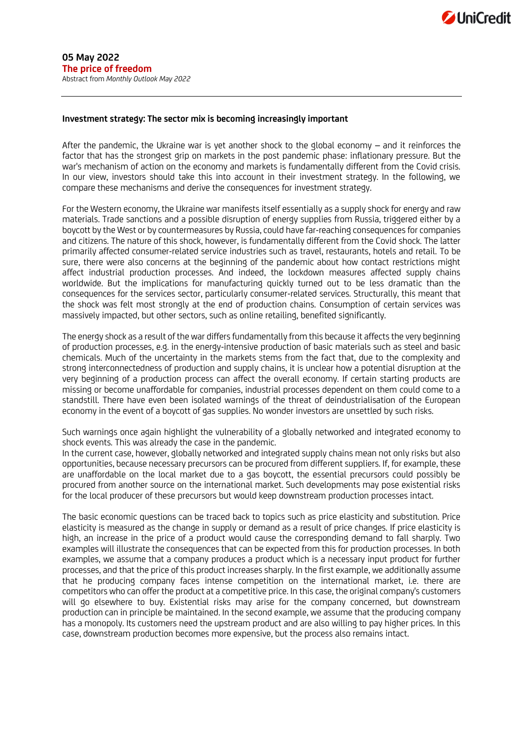**05 May 2022**
**The price of freedom**
Abstract from *Monthly Outlook May 2022*

---

## Investment strategy: The sector mix is becoming increasingly important

After the pandemic, the Ukraine war is yet another shock to the global economy – and it reinforces the factor that has the strongest grip on markets in the post pandemic phase: inflationary pressure. But the war's mechanism of action on the economy and markets is fundamentally different from the Covid crisis. In our view, investors should take this into account in their investment strategy. In the following, we compare these mechanisms and derive the consequences for investment strategy.

For the Western economy, the Ukraine war manifests itself essentially as a supply shock for energy and raw materials. Trade sanctions and a possible disruption of energy supplies from Russia, triggered either by a boycott by the West or by countermeasures by Russia, could have far-reaching consequences for companies and citizens. The nature of this shock, however, is fundamentally different from the Covid shock. The latter primarily affected consumer-related service industries such as travel, restaurants, hotels and retail. To be sure, there were also concerns at the beginning of the pandemic about how contact restrictions might affect industrial production processes. And indeed, the lockdown measures affected supply chains worldwide. But the implications for manufacturing quickly turned out to be less dramatic than the consequences for the services sector, particularly consumer-related services. Structurally, this meant that the shock was felt most strongly at the end of production chains. Consumption of certain services was massively impacted, but other sectors, such as online retailing, benefited significantly.

The energy shock as a result of the war differs fundamentally from this because it affects the very beginning of production processes, e.g. in the energy-intensive production of basic materials such as steel and basic chemicals. Much of the uncertainty in the markets stems from the fact that, due to the complexity and strong interconnectedness of production and supply chains, it is unclear how a potential disruption at the very beginning of a production process can affect the overall economy. If certain starting products are missing or become unaffordable for companies, industrial processes dependent on them could come to a standstill. There have even been isolated warnings of the threat of deindustrialisation of the European economy in the event of a boycott of gas supplies. No wonder investors are unsettled by such risks.

Such warnings once again highlight the vulnerability of a globally networked and integrated economy to shock events. This was already the case in the pandemic.

In the current case, however, globally networked and integrated supply chains mean not only risks but also opportunities, because necessary precursors can be procured from different suppliers. If, for example, these are unaffordable on the local market due to a gas boycott, the essential precursors could possibly be procured from another source on the international market. Such developments may pose existential risks for the local producer of these precursors but would keep downstream production processes intact.

The basic economic questions can be traced back to topics such as price elasticity and substitution. Price elasticity is measured as the change in supply or demand as a result of price changes. If price elasticity is high, an increase in the price of a product would cause the corresponding demand to fall sharply. Two examples will illustrate the consequences that can be expected from this for production processes. In both examples, we assume that a company produces a product which is a necessary input product for further processes, and that the price of this product increases sharply. In the first example, we additionally assume that he producing company faces intense competition on the international market, i.e. there are competitors who can offer the product at a competitive price. In this case, the original company's customers will go elsewhere to buy. Existential risks may arise for the company concerned, but downstream production can in principle be maintained. In the second example, we assume that the producing company has a monopoly. Its customers need the upstream product and are also willing to pay higher prices. In this case, downstream production becomes more expensive, but the process also remains intact.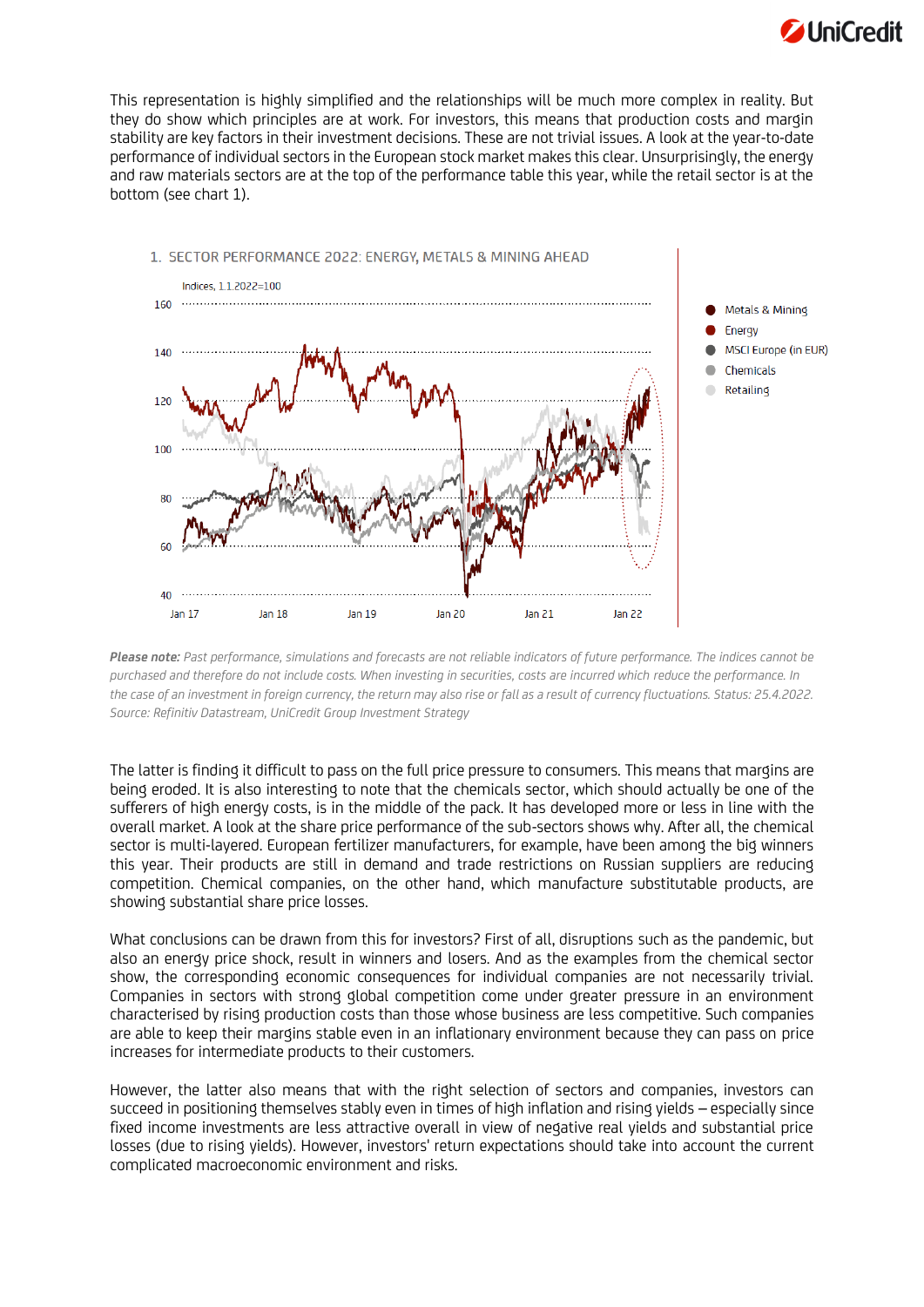This representation is highly simplified and the relationships will be much more complex in reality. But they do show which principles are at work. For investors, this means that production costs and margin stability are key factors in their investment decisions. These are not trivial issues. A look at the year-to-date performance of individual sectors in the European stock market makes this clear. Unsurprisingly, the energy and raw materials sectors are at the top of the performance table this year, while the retail sector is at the bottom (see chart 1).

1. SECTOR PERFORMANCE 2022: ENERGY, METALS & MINING AHEAD

Indices, 1.1.2022=100

Legend: Metals & Mining, Energy, MSCI Europe (in EUR), Chemicals, Retailing

*Please note: Past performance, simulations and forecasts are not reliable indicators of future performance. The indices cannot be purchased and therefore do not include costs. When investing in securities, costs are incurred which reduce the performance. In the case of an investment in foreign currency, the return may also rise or fall as a result of currency fluctuations. Status: 25.4.2022. Source: Refinitiv Datastream, UniCredit Group Investment Strategy*

The latter is finding it difficult to pass on the full price pressure to consumers. This means that margins are being eroded. It is also interesting to note that the chemicals sector, which should actually be one of the sufferers of high energy costs, is in the middle of the pack. It has developed more or less in line with the overall market. A look at the share price performance of the sub-sectors shows why. After all, the chemical sector is multi-layered. European fertilizer manufacturers, for example, have been among the big winners this year. Their products are still in demand and trade restrictions on Russian suppliers are reducing competition. Chemical companies, on the other hand, which manufacture substitutable products, are showing substantial share price losses.

What conclusions can be drawn from this for investors? First of all, disruptions such as the pandemic, but also an energy price shock, result in winners and losers. And as the examples from the chemical sector show, the corresponding economic consequences for individual companies are not necessarily trivial. Companies in sectors with strong global competition come under greater pressure in an environment characterised by rising production costs than those whose business are less competitive. Such companies are able to keep their margins stable even in an inflationary environment because they can pass on price increases for intermediate products to their customers.

However, the latter also means that with the right selection of sectors and companies, investors can succeed in positioning themselves stably even in times of high inflation and rising yields – especially since fixed income investments are less attractive overall in view of negative real yields and substantial price losses (due to rising yields). However, investors' return expectations should take into account the current complicated macroeconomic environment and risks.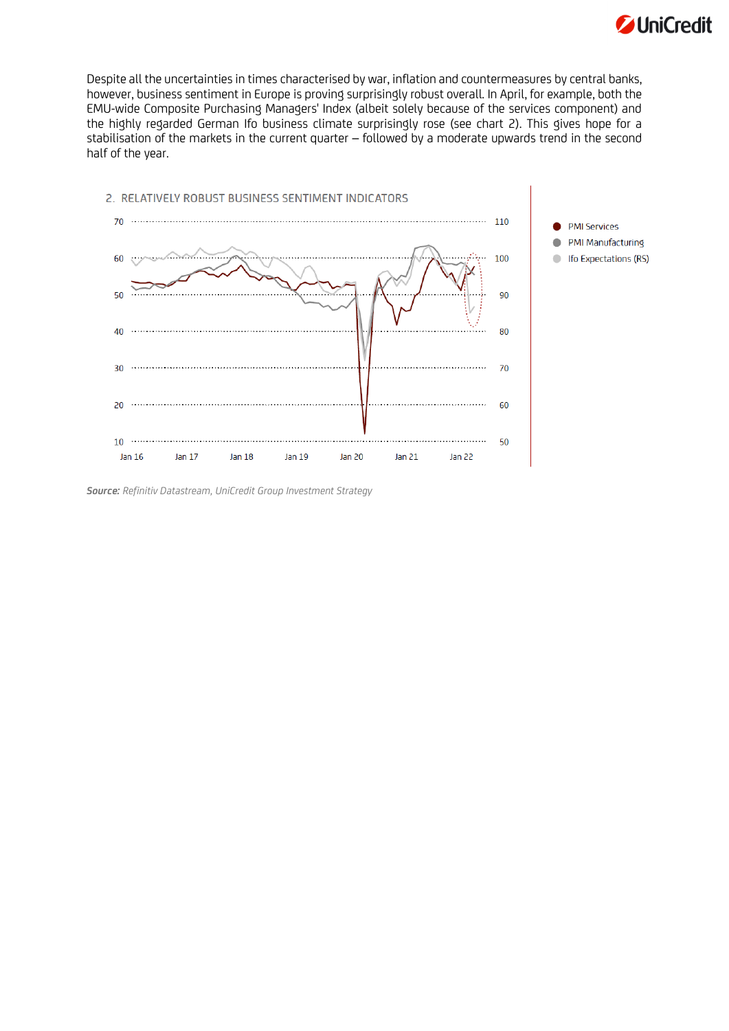Despite all the uncertainties in times characterised by war, inflation and countermeasures by central banks, however, business sentiment in Europe is proving surprisingly robust overall. In April, for example, both the EMU-wide Composite Purchasing Managers' Index (albeit solely because of the services component) and the highly regarded German Ifo business climate surprisingly rose (see chart 2). This gives hope for a stabilisation of the markets in the current quarter – followed by a moderate upwards trend in the second half of the year.

2. RELATIVELY ROBUST BUSINESS SENTIMENT INDICATORS

70
60
50
40
30
20
10

110
100
90
80
70
60
50

Jan 16
Jan 17
Jan 18
Jan 19
Jan 20
Jan 21
Jan 22

PMI Services
PMI Manufacturing
Ifo Expectations (RS)

***Source:*** *Refinitiv Datastream, UniCredit Group Investment Strategy*